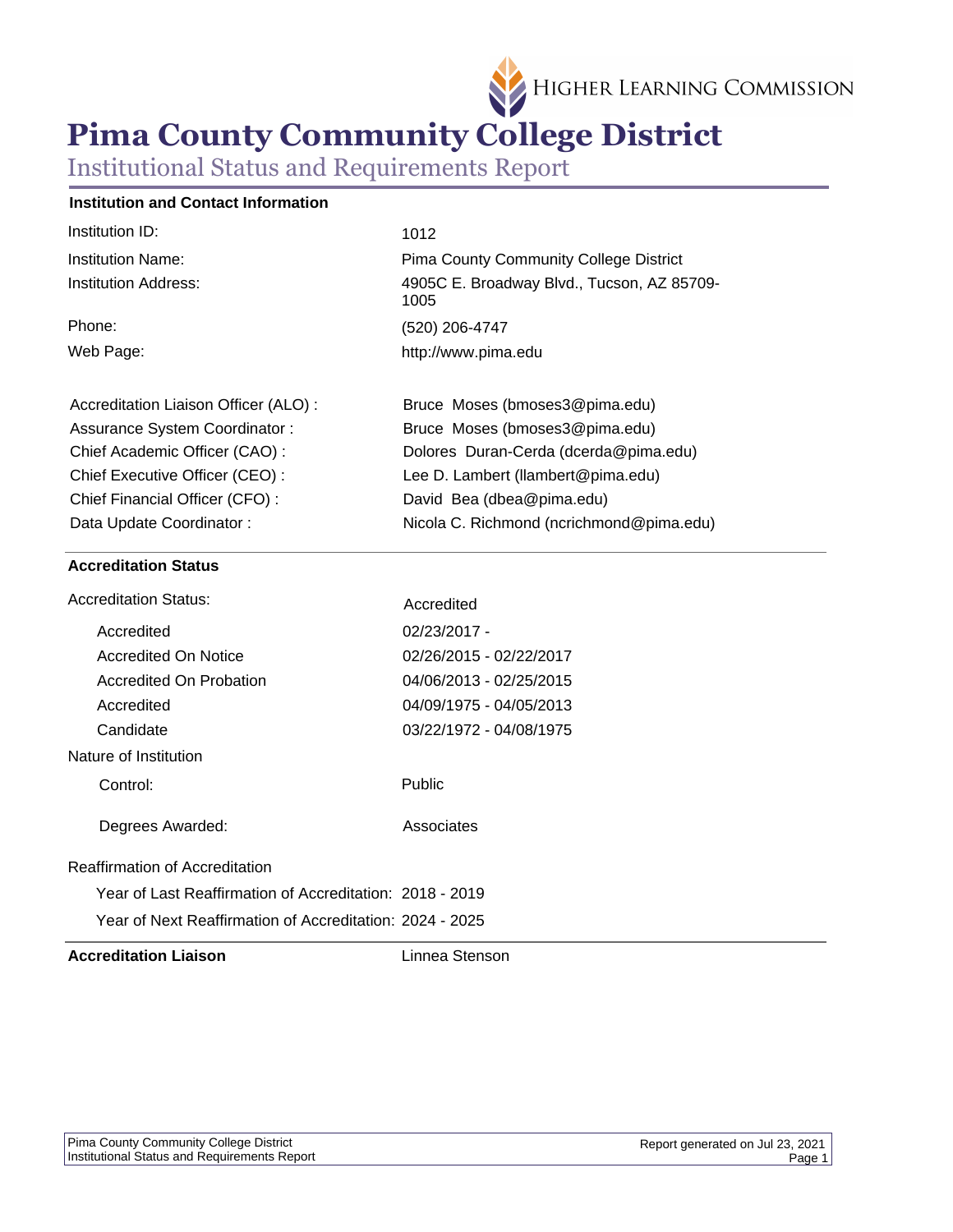Higher Learning Commission

# Pima County Community College District

## Institutional Status and Requirements Report

### Institution and Contact Information

| | |
|---|---|
| Institution ID: | 1012 |
| Institution Name: | Pima County Community College District |
| Institution Address: | 4905C E. Broadway Blvd., Tucson, AZ 85709-1005 |
| Phone: | (520) 206-4747 |
| Web Page: | http://www.pima.edu |

| | |
|---|---|
| Accreditation Liaison Officer (ALO) : | Bruce Moses (bmoses3@pima.edu) |
| Assurance System Coordinator : | Bruce Moses (bmoses3@pima.edu) |
| Chief Academic Officer (CAO) : | Dolores Duran-Cerda (dcerda@pima.edu) |
| Chief Executive Officer (CEO) : | Lee D. Lambert (llambert@pima.edu) |
| Chief Financial Officer (CFO) : | David Bea (dbea@pima.edu) |
| Data Update Coordinator : | Nicola C. Richmond (ncrichmond@pima.edu) |

### Accreditation Status

| | |
|---|---|
| Accreditation Status: | Accredited |
| Accredited | 02/23/2017 - |
| Accredited On Notice | 02/26/2015 - 02/22/2017 |
| Accredited On Probation | 04/06/2013 - 02/25/2015 |
| Accredited | 04/09/1975 - 04/05/2013 |
| Candidate | 03/22/1972 - 04/08/1975 |

Nature of Institution

| | |
|---|---|
| Control: | Public |
| Degrees Awarded: | Associates |

Reaffirmation of Accreditation

| | |
|---|---|
| Year of Last Reaffirmation of Accreditation: | 2018 - 2019 |
| Year of Next Reaffirmation of Accreditation: | 2024 - 2025 |

**Accreditation Liaison** Linnea Stenson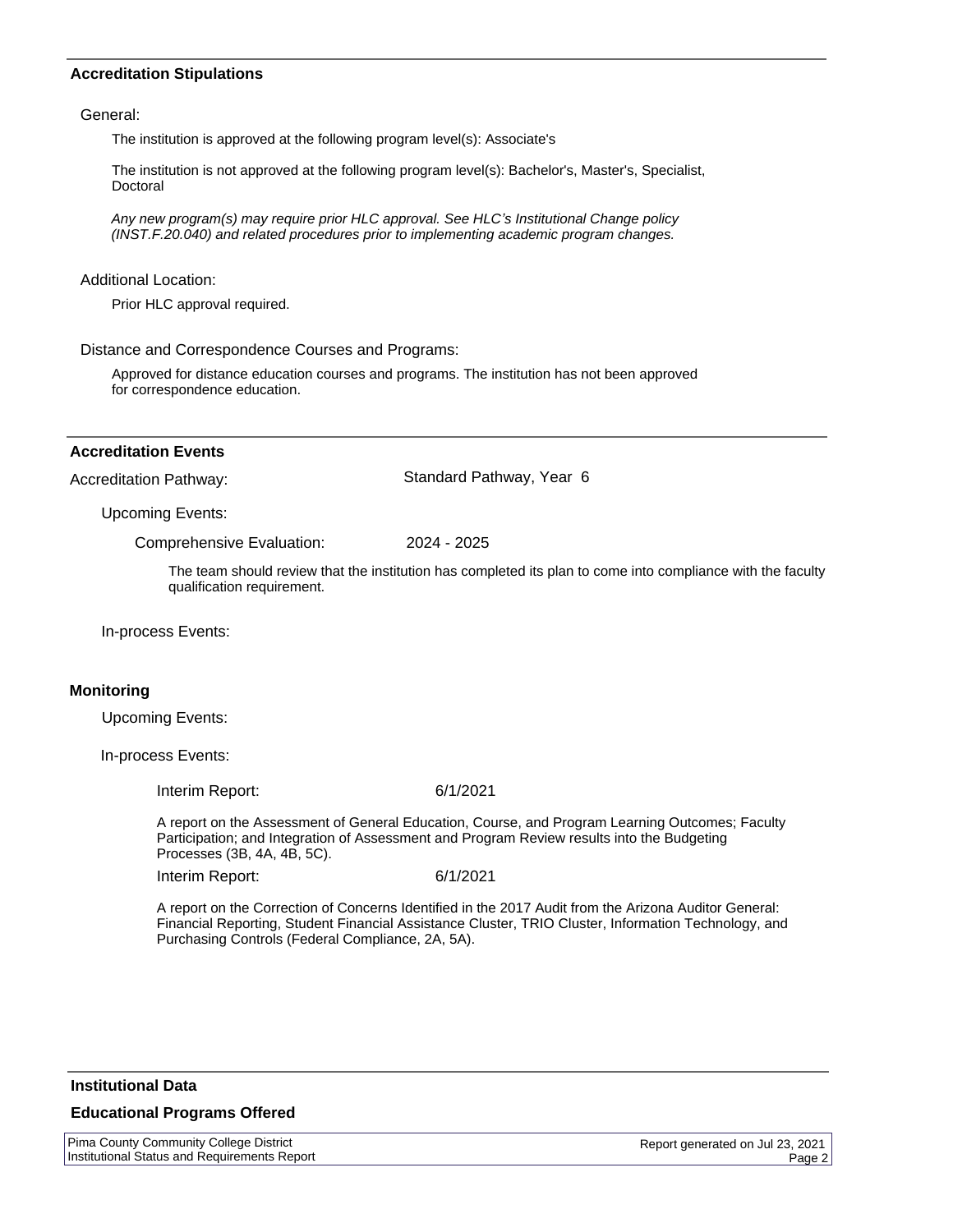## Accreditation Stipulations

### General:

The institution is approved at the following program level(s): Associate's

The institution is not approved at the following program level(s): Bachelor's, Master's, Specialist, Doctoral

*Any new program(s) may require prior HLC approval. See HLC's Institutional Change policy (INST.F.20.040) and related procedures prior to implementing academic program changes.*

### Additional Location:

Prior HLC approval required.

### Distance and Correspondence Courses and Programs:

Approved for distance education courses and programs. The institution has not been approved for correspondence education.

## Accreditation Events

**Accreditation Pathway:** Standard Pathway, Year 6

### Upcoming Events:

**Comprehensive Evaluation:** 2024 - 2025

The team should review that the institution has completed its plan to come into compliance with the faculty qualification requirement.

### In-process Events:

## Monitoring

### Upcoming Events:

### In-process Events:

**Interim Report:** 6/1/2021

A report on the Assessment of General Education, Course, and Program Learning Outcomes; Faculty Participation; and Integration of Assessment and Program Review results into the Budgeting Processes (3B, 4A, 4B, 5C).

**Interim Report:** 6/1/2021

A report on the Correction of Concerns Identified in the 2017 Audit from the Arizona Auditor General: Financial Reporting, Student Financial Assistance Cluster, TRIO Cluster, Information Technology, and Purchasing Controls (Federal Compliance, 2A, 5A).

## Institutional Data

## Educational Programs Offered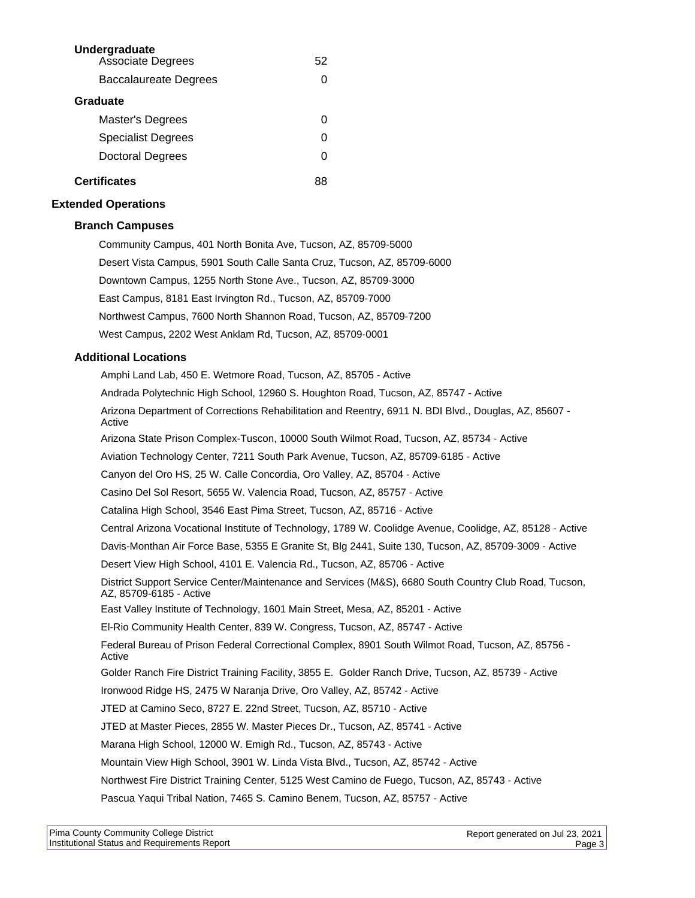| **Undergraduate** | |
|---|---|
| Associate Degrees | 52 |
| Baccalaureate Degrees | 0 |
| **Graduate** | |
| Master's Degrees | 0 |
| Specialist Degrees | 0 |
| Doctoral Degrees | 0 |
| **Certificates** | 88 |

## Extended Operations

### Branch Campuses

Community Campus, 401 North Bonita Ave, Tucson, AZ, 85709-5000

Desert Vista Campus, 5901 South Calle Santa Cruz, Tucson, AZ, 85709-6000

Downtown Campus, 1255 North Stone Ave., Tucson, AZ, 85709-3000

East Campus, 8181 East Irvington Rd., Tucson, AZ, 85709-7000

Northwest Campus, 7600 North Shannon Road, Tucson, AZ, 85709-7200

West Campus, 2202 West Anklam Rd, Tucson, AZ, 85709-0001

### Additional Locations

Amphi Land Lab, 450 E. Wetmore Road, Tucson, AZ, 85705 - Active

Andrada Polytechnic High School, 12960 S. Houghton Road, Tucson, AZ, 85747 - Active

Arizona Department of Corrections Rehabilitation and Reentry, 6911 N. BDI Blvd., Douglas, AZ, 85607 - Active

Arizona State Prison Complex-Tuscon, 10000 South Wilmot Road, Tucson, AZ, 85734 - Active

Aviation Technology Center, 7211 South Park Avenue, Tucson, AZ, 85709-6185 - Active

Canyon del Oro HS, 25 W. Calle Concordia, Oro Valley, AZ, 85704 - Active

Casino Del Sol Resort, 5655 W. Valencia Road, Tucson, AZ, 85757 - Active

Catalina High School, 3546 East Pima Street, Tucson, AZ, 85716 - Active

Central Arizona Vocational Institute of Technology, 1789 W. Coolidge Avenue, Coolidge, AZ, 85128 - Active

Davis-Monthan Air Force Base, 5355 E Granite St, Blg 2441, Suite 130, Tucson, AZ, 85709-3009 - Active

Desert View High School, 4101 E. Valencia Rd., Tucson, AZ, 85706 - Active

District Support Service Center/Maintenance and Services (M&S), 6680 South Country Club Road, Tucson, AZ, 85709-6185 - Active

East Valley Institute of Technology, 1601 Main Street, Mesa, AZ, 85201 - Active

El-Rio Community Health Center, 839 W. Congress, Tucson, AZ, 85747 - Active

Federal Bureau of Prison Federal Correctional Complex, 8901 South Wilmot Road, Tucson, AZ, 85756 - Active

Golder Ranch Fire District Training Facility, 3855 E. Golder Ranch Drive, Tucson, AZ, 85739 - Active

Ironwood Ridge HS, 2475 W Naranja Drive, Oro Valley, AZ, 85742 - Active

JTED at Camino Seco, 8727 E. 22nd Street, Tucson, AZ, 85710 - Active

JTED at Master Pieces, 2855 W. Master Pieces Dr., Tucson, AZ, 85741 - Active

Marana High School, 12000 W. Emigh Rd., Tucson, AZ, 85743 - Active

Mountain View High School, 3901 W. Linda Vista Blvd., Tucson, AZ, 85742 - Active

Northwest Fire District Training Center, 5125 West Camino de Fuego, Tucson, AZ, 85743 - Active

Pascua Yaqui Tribal Nation, 7465 S. Camino Benem, Tucson, AZ, 85757 - Active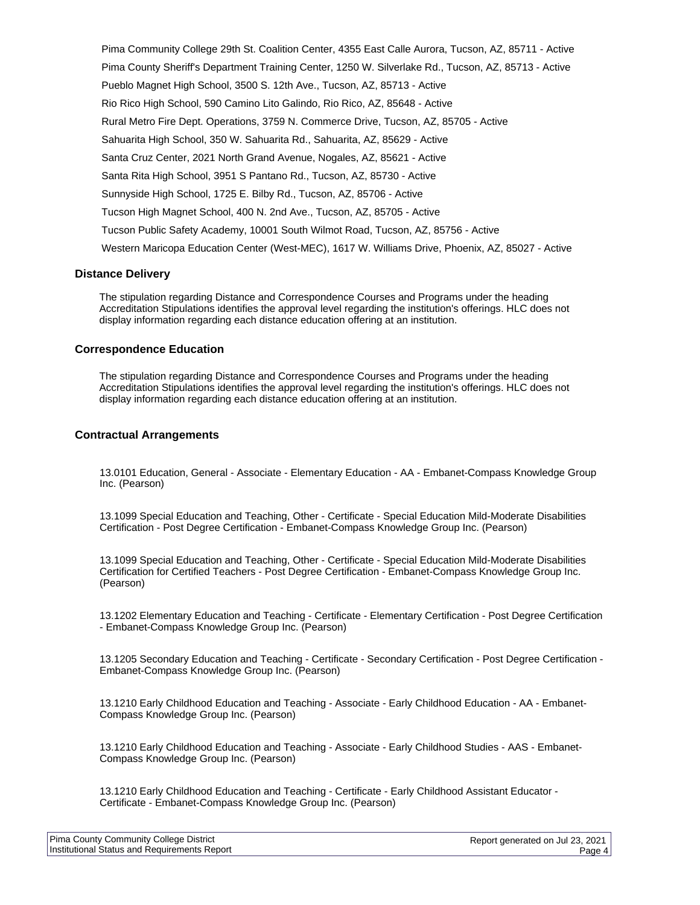Pima Community College 29th St. Coalition Center, 4355 East Calle Aurora, Tucson, AZ, 85711 - Active

Pima County Sheriff's Department Training Center, 1250 W. Silverlake Rd., Tucson, AZ, 85713 - Active

Pueblo Magnet High School, 3500 S. 12th Ave., Tucson, AZ, 85713 - Active

Rio Rico High School, 590 Camino Lito Galindo, Rio Rico, AZ, 85648 - Active

Rural Metro Fire Dept. Operations, 3759 N. Commerce Drive, Tucson, AZ, 85705 - Active

Sahuarita High School, 350 W. Sahuarita Rd., Sahuarita, AZ, 85629 - Active

Santa Cruz Center, 2021 North Grand Avenue, Nogales, AZ, 85621 - Active

Santa Rita High School, 3951 S Pantano Rd., Tucson, AZ, 85730 - Active

Sunnyside High School, 1725 E. Bilby Rd., Tucson, AZ, 85706 - Active

Tucson High Magnet School, 400 N. 2nd Ave., Tucson, AZ, 85705 - Active

Tucson Public Safety Academy, 10001 South Wilmot Road, Tucson, AZ, 85756 - Active

Western Maricopa Education Center (West-MEC), 1617 W. Williams Drive, Phoenix, AZ, 85027 - Active

### Distance Delivery

The stipulation regarding Distance and Correspondence Courses and Programs under the heading Accreditation Stipulations identifies the approval level regarding the institution's offerings. HLC does not display information regarding each distance education offering at an institution.

### Correspondence Education

The stipulation regarding Distance and Correspondence Courses and Programs under the heading Accreditation Stipulations identifies the approval level regarding the institution's offerings. HLC does not display information regarding each distance education offering at an institution.

### Contractual Arrangements

13.0101 Education, General - Associate - Elementary Education - AA - Embanet-Compass Knowledge Group Inc. (Pearson)

13.1099 Special Education and Teaching, Other - Certificate - Special Education Mild-Moderate Disabilities Certification - Post Degree Certification - Embanet-Compass Knowledge Group Inc. (Pearson)

13.1099 Special Education and Teaching, Other - Certificate - Special Education Mild-Moderate Disabilities Certification for Certified Teachers - Post Degree Certification - Embanet-Compass Knowledge Group Inc. (Pearson)

13.1202 Elementary Education and Teaching - Certificate - Elementary Certification - Post Degree Certification - Embanet-Compass Knowledge Group Inc. (Pearson)

13.1205 Secondary Education and Teaching - Certificate - Secondary Certification - Post Degree Certification - Embanet-Compass Knowledge Group Inc. (Pearson)

13.1210 Early Childhood Education and Teaching - Associate - Early Childhood Education - AA - Embanet-Compass Knowledge Group Inc. (Pearson)

13.1210 Early Childhood Education and Teaching - Associate - Early Childhood Studies - AAS - Embanet-Compass Knowledge Group Inc. (Pearson)

13.1210 Early Childhood Education and Teaching - Certificate - Early Childhood Assistant Educator - Certificate - Embanet-Compass Knowledge Group Inc. (Pearson)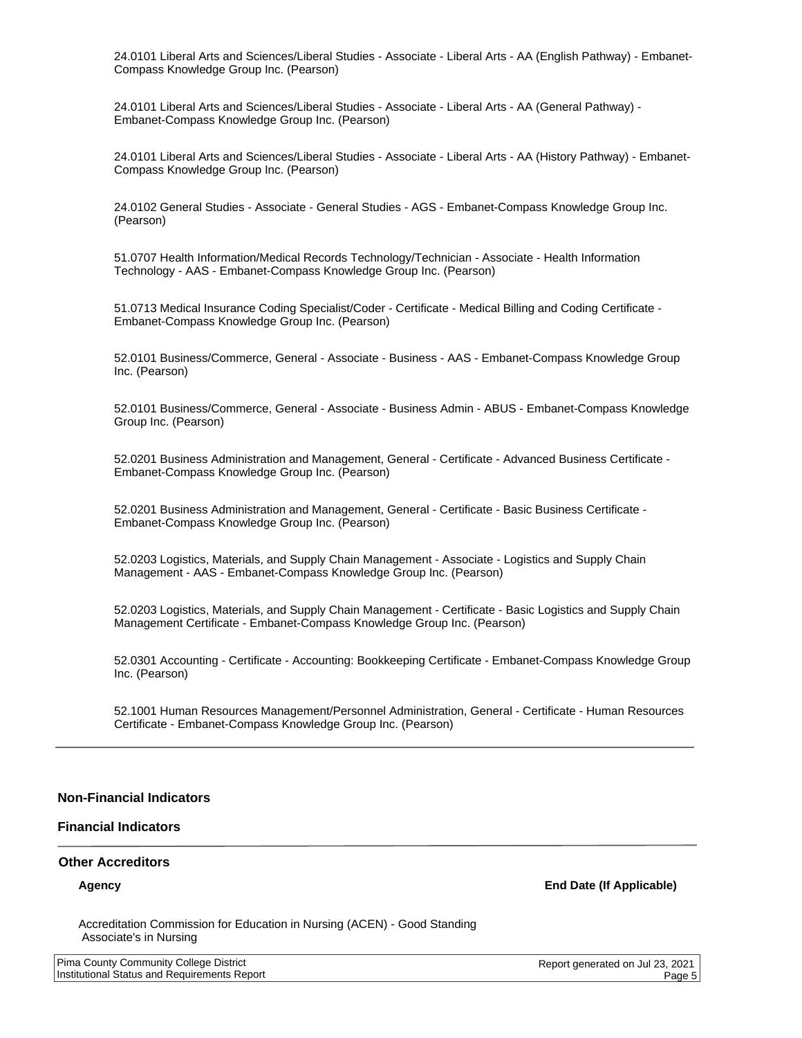24.0101 Liberal Arts and Sciences/Liberal Studies - Associate - Liberal Arts - AA (English Pathway) - Embanet-Compass Knowledge Group Inc. (Pearson)

24.0101 Liberal Arts and Sciences/Liberal Studies - Associate - Liberal Arts - AA (General Pathway) - Embanet-Compass Knowledge Group Inc. (Pearson)

24.0101 Liberal Arts and Sciences/Liberal Studies - Associate - Liberal Arts - AA (History Pathway) - Embanet-Compass Knowledge Group Inc. (Pearson)

24.0102 General Studies - Associate - General Studies - AGS - Embanet-Compass Knowledge Group Inc. (Pearson)

51.0707 Health Information/Medical Records Technology/Technician - Associate - Health Information Technology - AAS - Embanet-Compass Knowledge Group Inc. (Pearson)

51.0713 Medical Insurance Coding Specialist/Coder - Certificate - Medical Billing and Coding Certificate - Embanet-Compass Knowledge Group Inc. (Pearson)

52.0101 Business/Commerce, General - Associate - Business - AAS - Embanet-Compass Knowledge Group Inc. (Pearson)

52.0101 Business/Commerce, General - Associate - Business Admin - ABUS - Embanet-Compass Knowledge Group Inc. (Pearson)

52.0201 Business Administration and Management, General - Certificate - Advanced Business Certificate - Embanet-Compass Knowledge Group Inc. (Pearson)

52.0201 Business Administration and Management, General - Certificate - Basic Business Certificate - Embanet-Compass Knowledge Group Inc. (Pearson)

52.0203 Logistics, Materials, and Supply Chain Management - Associate - Logistics and Supply Chain Management - AAS - Embanet-Compass Knowledge Group Inc. (Pearson)

52.0203 Logistics, Materials, and Supply Chain Management - Certificate - Basic Logistics and Supply Chain Management Certificate - Embanet-Compass Knowledge Group Inc. (Pearson)

52.0301 Accounting - Certificate - Accounting: Bookkeeping Certificate - Embanet-Compass Knowledge Group Inc. (Pearson)

52.1001 Human Resources Management/Personnel Administration, General - Certificate - Human Resources Certificate - Embanet-Compass Knowledge Group Inc. (Pearson)

---

### Non-Financial Indicators

### Financial Indicators

---

### Other Accreditors

| Agency | End Date (If Applicable) |
|---|---|
| Accreditation Commission for Education in Nursing (ACEN) - Good Standing<br>Associate's in Nursing | |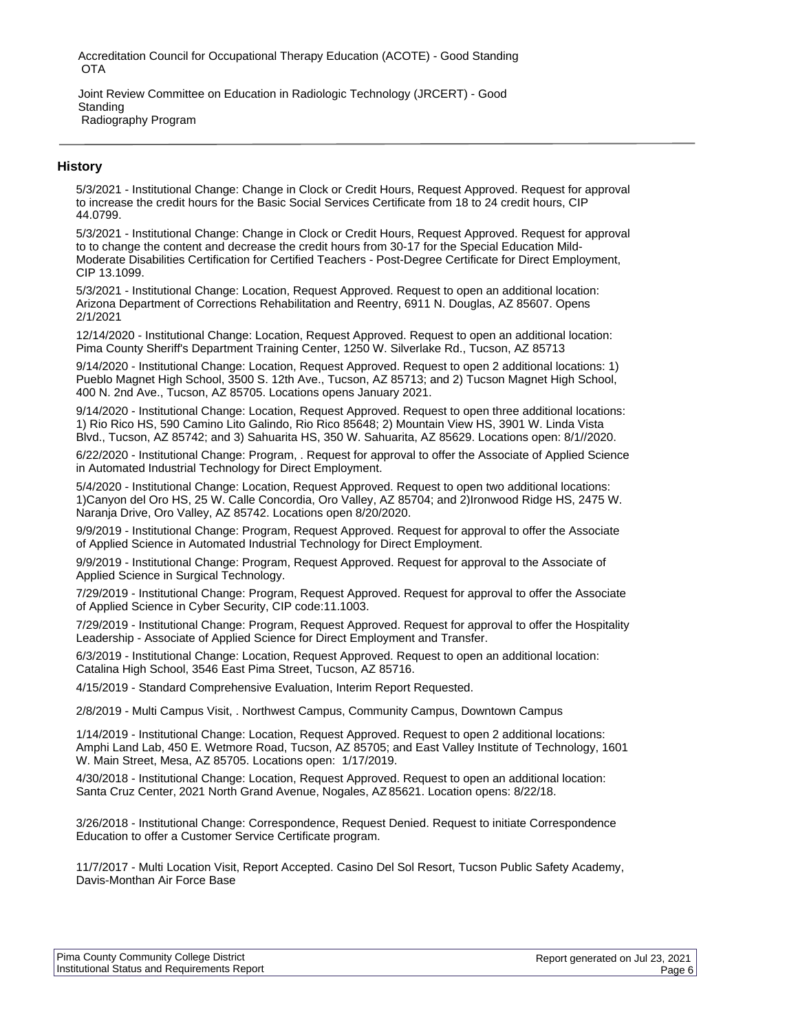Accreditation Council for Occupational Therapy Education (ACOTE) - Good Standing
OTA

Joint Review Committee on Education in Radiologic Technology (JRCERT) - Good Standing
Radiography Program

---

## History

5/3/2021 - Institutional Change: Change in Clock or Credit Hours, Request Approved. Request for approval to increase the credit hours for the Basic Social Services Certificate from 18 to 24 credit hours, CIP 44.0799.

5/3/2021 - Institutional Change: Change in Clock or Credit Hours, Request Approved. Request for approval to to change the content and decrease the credit hours from 30-17 for the Special Education Mild-Moderate Disabilities Certification for Certified Teachers - Post-Degree Certificate for Direct Employment, CIP 13.1099.

5/3/2021 - Institutional Change: Location, Request Approved. Request to open an additional location: Arizona Department of Corrections Rehabilitation and Reentry, 6911 N. Douglas, AZ 85607. Opens 2/1/2021

12/14/2020 - Institutional Change: Location, Request Approved. Request to open an additional location: Pima County Sheriff's Department Training Center, 1250 W. Silverlake Rd., Tucson, AZ 85713

9/14/2020 - Institutional Change: Location, Request Approved. Request to open 2 additional locations: 1) Pueblo Magnet High School, 3500 S. 12th Ave., Tucson, AZ 85713; and 2) Tucson Magnet High School, 400 N. 2nd Ave., Tucson, AZ 85705. Locations opens January 2021.

9/14/2020 - Institutional Change: Location, Request Approved. Request to open three additional locations: 1) Rio Rico HS, 590 Camino Lito Galindo, Rio Rico 85648; 2) Mountain View HS, 3901 W. Linda Vista Blvd., Tucson, AZ 85742; and 3) Sahuarita HS, 350 W. Sahuarita, AZ 85629. Locations open: 8/1//2020.

6/22/2020 - Institutional Change: Program, . Request for approval to offer the Associate of Applied Science in Automated Industrial Technology for Direct Employment.

5/4/2020 - Institutional Change: Location, Request Approved. Request to open two additional locations: 1)Canyon del Oro HS, 25 W. Calle Concordia, Oro Valley, AZ 85704; and 2)Ironwood Ridge HS, 2475 W. Naranja Drive, Oro Valley, AZ 85742. Locations open 8/20/2020.

9/9/2019 - Institutional Change: Program, Request Approved. Request for approval to offer the Associate of Applied Science in Automated Industrial Technology for Direct Employment.

9/9/2019 - Institutional Change: Program, Request Approved. Request for approval to the Associate of Applied Science in Surgical Technology.

7/29/2019 - Institutional Change: Program, Request Approved. Request for approval to offer the Associate of Applied Science in Cyber Security, CIP code:11.1003.

7/29/2019 - Institutional Change: Program, Request Approved. Request for approval to offer the Hospitality Leadership - Associate of Applied Science for Direct Employment and Transfer.

6/3/2019 - Institutional Change: Location, Request Approved. Request to open an additional location: Catalina High School, 3546 East Pima Street, Tucson, AZ 85716.

4/15/2019 - Standard Comprehensive Evaluation, Interim Report Requested.

2/8/2019 - Multi Campus Visit, . Northwest Campus, Community Campus, Downtown Campus

1/14/2019 - Institutional Change: Location, Request Approved. Request to open 2 additional locations: Amphi Land Lab, 450 E. Wetmore Road, Tucson, AZ 85705; and East Valley Institute of Technology, 1601 W. Main Street, Mesa, AZ 85705. Locations open: 1/17/2019.

4/30/2018 - Institutional Change: Location, Request Approved. Request to open an additional location: Santa Cruz Center, 2021 North Grand Avenue, Nogales, AZ 85621. Location opens: 8/22/18.

3/26/2018 - Institutional Change: Correspondence, Request Denied. Request to initiate Correspondence Education to offer a Customer Service Certificate program.

11/7/2017 - Multi Location Visit, Report Accepted. Casino Del Sol Resort, Tucson Public Safety Academy, Davis-Monthan Air Force Base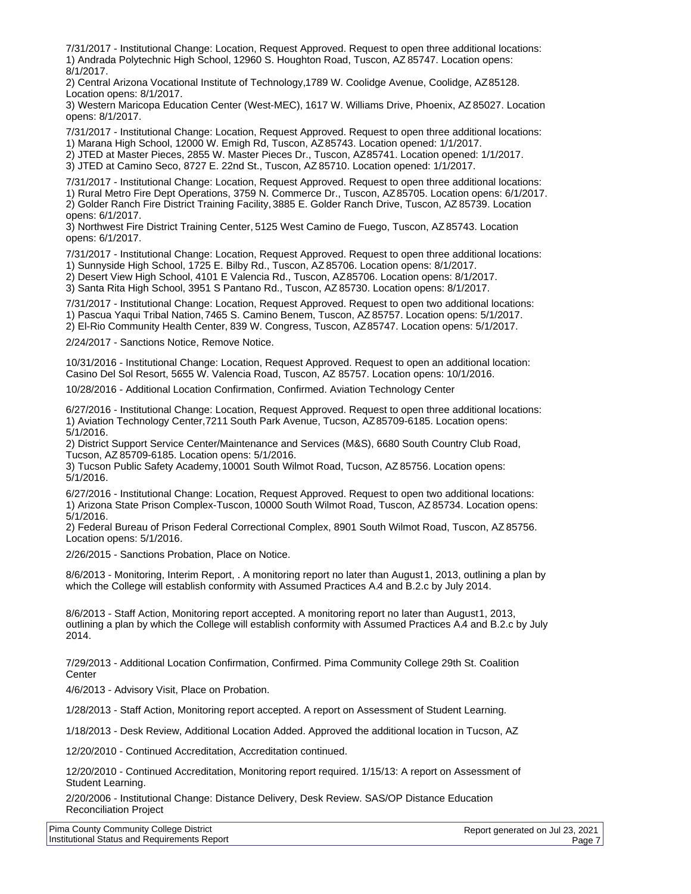7/31/2017 - Institutional Change: Location, Request Approved. Request to open three additional locations:
1) Andrada Polytechnic High School, 12960 S. Houghton Road, Tuscon, AZ 85747. Location opens: 8/1/2017.
2) Central Arizona Vocational Institute of Technology,1789 W. Coolidge Avenue, Coolidge, AZ 85128. Location opens: 8/1/2017.
3) Western Maricopa Education Center (West-MEC), 1617 W. Williams Drive, Phoenix, AZ 85027. Location opens: 8/1/2017.

7/31/2017 - Institutional Change: Location, Request Approved. Request to open three additional locations:
1) Marana High School, 12000 W. Emigh Rd, Tuscon, AZ 85743. Location opened: 1/1/2017.
2) JTED at Master Pieces, 2855 W. Master Pieces Dr., Tuscon, AZ 85741. Location opened: 1/1/2017.
3) JTED at Camino Seco, 8727 E. 22nd St., Tuscon, AZ 85710. Location opened: 1/1/2017.

7/31/2017 - Institutional Change: Location, Request Approved. Request to open three additional locations:
1) Rural Metro Fire Dept Operations, 3759 N. Commerce Dr., Tuscon, AZ 85705. Location opens: 6/1/2017.
2) Golder Ranch Fire District Training Facility, 3885 E. Golder Ranch Drive, Tuscon, AZ 85739. Location opens: 6/1/2017.
3) Northwest Fire District Training Center, 5125 West Camino de Fuego, Tuscon, AZ 85743. Location opens: 6/1/2017.

7/31/2017 - Institutional Change: Location, Request Approved. Request to open three additional locations:
1) Sunnyside High School, 1725 E. Bilby Rd., Tuscon, AZ 85706. Location opens: 8/1/2017.
2) Desert View High School, 4101 E Valencia Rd., Tuscon, AZ 85706. Location opens: 8/1/2017.
3) Santa Rita High School, 3951 S Pantano Rd., Tuscon, AZ 85730. Location opens: 8/1/2017.

7/31/2017 - Institutional Change: Location, Request Approved. Request to open two additional locations:
1) Pascua Yaqui Tribal Nation, 7465 S. Camino Benem, Tuscon, AZ 85757. Location opens: 5/1/2017.
2) El-Rio Community Health Center, 839 W. Congress, Tuscon, AZ 85747. Location opens: 5/1/2017.

2/24/2017 - Sanctions Notice, Remove Notice.

10/31/2016 - Institutional Change: Location, Request Approved. Request to open an additional location: Casino Del Sol Resort, 5655 W. Valencia Road, Tuscon, AZ 85757. Location opens: 10/1/2016.

10/28/2016 - Additional Location Confirmation, Confirmed. Aviation Technology Center

6/27/2016 - Institutional Change: Location, Request Approved. Request to open three additional locations:
1) Aviation Technology Center,7211 South Park Avenue, Tucson, AZ 85709-6185. Location opens: 5/1/2016.
2) District Support Service Center/Maintenance and Services (M&S), 6680 South Country Club Road, Tucson, AZ 85709-6185. Location opens: 5/1/2016.
3) Tucson Public Safety Academy, 10001 South Wilmot Road, Tucson, AZ 85756. Location opens: 5/1/2016.

6/27/2016 - Institutional Change: Location, Request Approved. Request to open two additional locations:
1) Arizona State Prison Complex-Tuscon, 10000 South Wilmot Road, Tuscon, AZ 85734. Location opens: 5/1/2016.
2) Federal Bureau of Prison Federal Correctional Complex, 8901 South Wilmot Road, Tuscon, AZ 85756. Location opens: 5/1/2016.

2/26/2015 - Sanctions Probation, Place on Notice.

8/6/2013 - Monitoring, Interim Report, . A monitoring report no later than August 1, 2013, outlining a plan by which the College will establish conformity with Assumed Practices A.4 and B.2.c by July 2014.

8/6/2013 - Staff Action, Monitoring report accepted. A monitoring report no later than August 1, 2013, outlining a plan by which the College will establish conformity with Assumed Practices A.4 and B.2.c by July 2014.

7/29/2013 - Additional Location Confirmation, Confirmed. Pima Community College 29th St. Coalition Center

4/6/2013 - Advisory Visit, Place on Probation.

1/28/2013 - Staff Action, Monitoring report accepted. A report on Assessment of Student Learning.

1/18/2013 - Desk Review, Additional Location Added. Approved the additional location in Tucson, AZ

12/20/2010 - Continued Accreditation, Accreditation continued.

12/20/2010 - Continued Accreditation, Monitoring report required. 1/15/13: A report on Assessment of Student Learning.

2/20/2006 - Institutional Change: Distance Delivery, Desk Review. SAS/OP Distance Education Reconciliation Project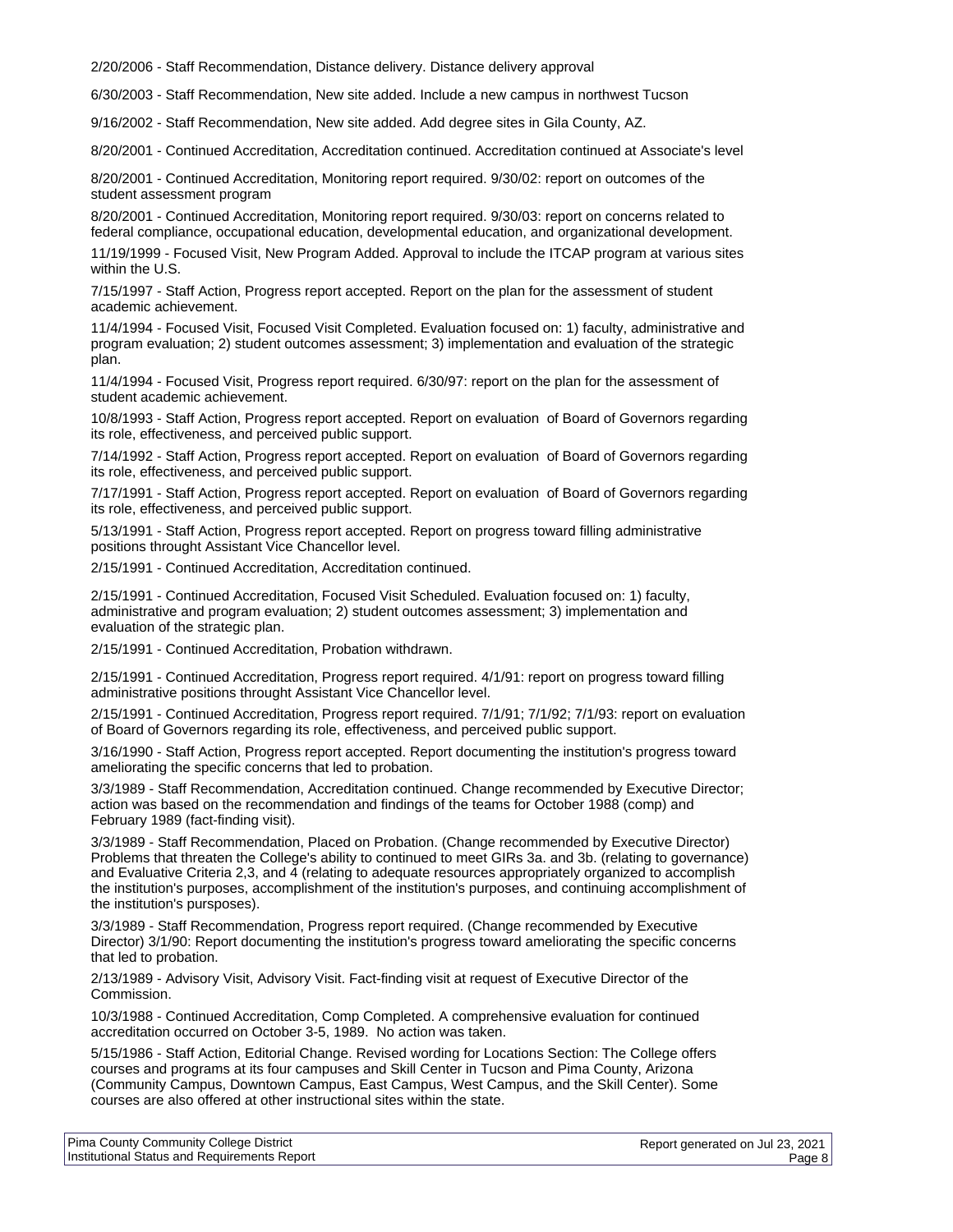2/20/2006 - Staff Recommendation, Distance delivery. Distance delivery approval

6/30/2003 - Staff Recommendation, New site added. Include a new campus in northwest Tucson

9/16/2002 - Staff Recommendation, New site added. Add degree sites in Gila County, AZ.

8/20/2001 - Continued Accreditation, Accreditation continued. Accreditation continued at Associate's level

8/20/2001 - Continued Accreditation, Monitoring report required. 9/30/02: report on outcomes of the student assessment program

8/20/2001 - Continued Accreditation, Monitoring report required. 9/30/03: report on concerns related to federal compliance, occupational education, developmental education, and organizational development.

11/19/1999 - Focused Visit, New Program Added. Approval to include the ITCAP program at various sites within the U.S.

7/15/1997 - Staff Action, Progress report accepted. Report on the plan for the assessment of student academic achievement.

11/4/1994 - Focused Visit, Focused Visit Completed. Evaluation focused on: 1) faculty, administrative and program evaluation; 2) student outcomes assessment; 3) implementation and evaluation of the strategic plan.

11/4/1994 - Focused Visit, Progress report required. 6/30/97: report on the plan for the assessment of student academic achievement.

10/8/1993 - Staff Action, Progress report accepted. Report on evaluation of Board of Governors regarding its role, effectiveness, and perceived public support.

7/14/1992 - Staff Action, Progress report accepted. Report on evaluation of Board of Governors regarding its role, effectiveness, and perceived public support.

7/17/1991 - Staff Action, Progress report accepted. Report on evaluation of Board of Governors regarding its role, effectiveness, and perceived public support.

5/13/1991 - Staff Action, Progress report accepted. Report on progress toward filling administrative positions throught Assistant Vice Chancellor level.

2/15/1991 - Continued Accreditation, Accreditation continued.

2/15/1991 - Continued Accreditation, Focused Visit Scheduled. Evaluation focused on: 1) faculty, administrative and program evaluation; 2) student outcomes assessment; 3) implementation and evaluation of the strategic plan.

2/15/1991 - Continued Accreditation, Probation withdrawn.

2/15/1991 - Continued Accreditation, Progress report required. 4/1/91: report on progress toward filling administrative positions throught Assistant Vice Chancellor level.

2/15/1991 - Continued Accreditation, Progress report required. 7/1/91; 7/1/92; 7/1/93: report on evaluation of Board of Governors regarding its role, effectiveness, and perceived public support.

3/16/1990 - Staff Action, Progress report accepted. Report documenting the institution's progress toward ameliorating the specific concerns that led to probation.

3/3/1989 - Staff Recommendation, Accreditation continued. Change recommended by Executive Director; action was based on the recommendation and findings of the teams for October 1988 (comp) and February 1989 (fact-finding visit).

3/3/1989 - Staff Recommendation, Placed on Probation. (Change recommended by Executive Director) Problems that threaten the College's ability to continued to meet GIRs 3a. and 3b. (relating to governance) and Evaluative Criteria 2,3, and 4 (relating to adequate resources appropriately organized to accomplish the institution's purposes, accomplishment of the institution's purposes, and continuing accomplishment of the institution's pursposes).

3/3/1989 - Staff Recommendation, Progress report required. (Change recommended by Executive Director) 3/1/90: Report documenting the institution's progress toward ameliorating the specific concerns that led to probation.

2/13/1989 - Advisory Visit, Advisory Visit. Fact-finding visit at request of Executive Director of the Commission.

10/3/1988 - Continued Accreditation, Comp Completed. A comprehensive evaluation for continued accreditation occurred on October 3-5, 1989. No action was taken.

5/15/1986 - Staff Action, Editorial Change. Revised wording for Locations Section: The College offers courses and programs at its four campuses and Skill Center in Tucson and Pima County, Arizona (Community Campus, Downtown Campus, East Campus, West Campus, and the Skill Center). Some courses are also offered at other instructional sites within the state.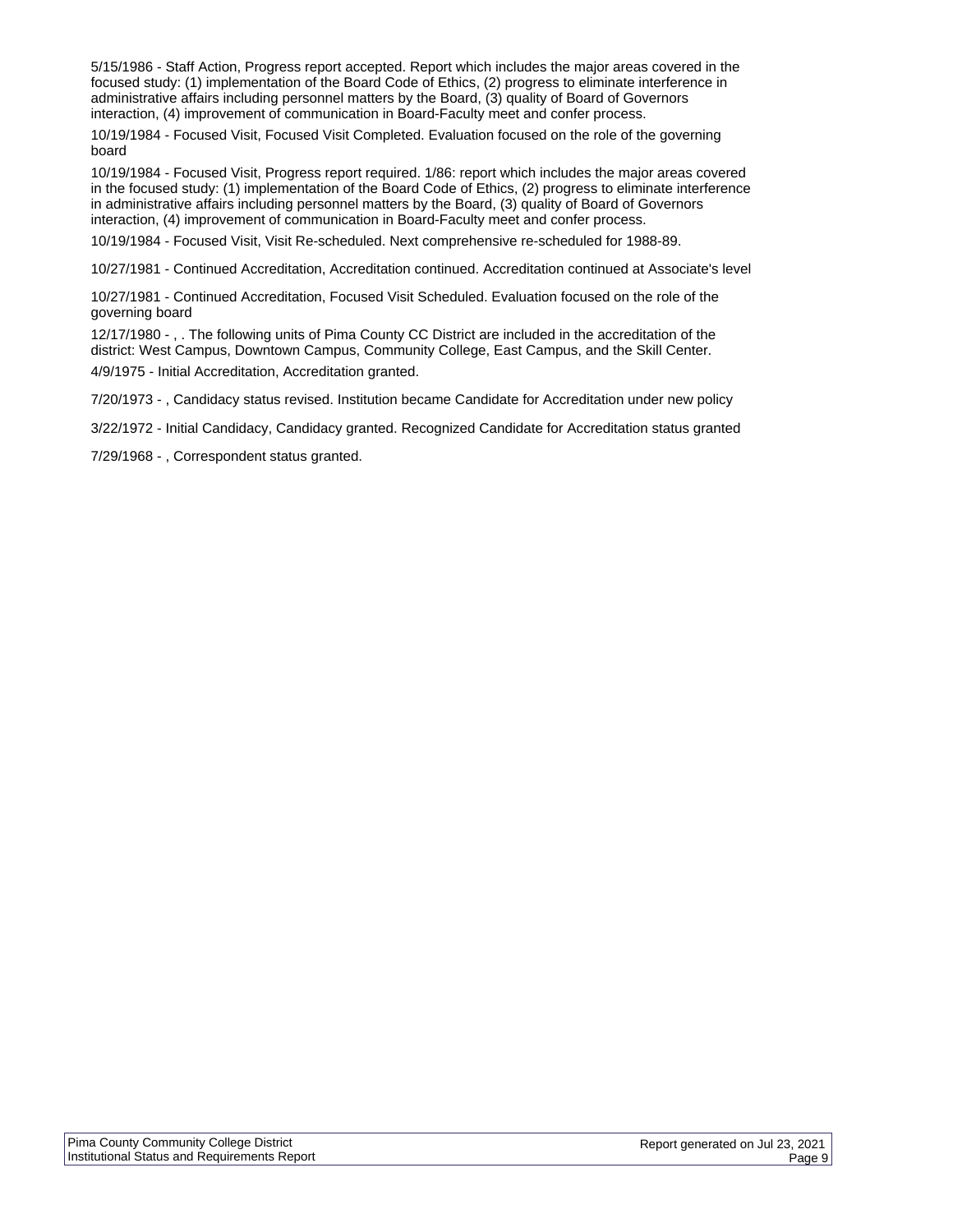5/15/1986 - Staff Action, Progress report accepted. Report which includes the major areas covered in the focused study: (1) implementation of the Board Code of Ethics, (2) progress to eliminate interference in administrative affairs including personnel matters by the Board, (3) quality of Board of Governors interaction, (4) improvement of communication in Board-Faculty meet and confer process.

10/19/1984 - Focused Visit, Focused Visit Completed. Evaluation focused on the role of the governing board

10/19/1984 - Focused Visit, Progress report required. 1/86: report which includes the major areas covered in the focused study: (1) implementation of the Board Code of Ethics, (2) progress to eliminate interference in administrative affairs including personnel matters by the Board, (3) quality of Board of Governors interaction, (4) improvement of communication in Board-Faculty meet and confer process.

10/19/1984 - Focused Visit, Visit Re-scheduled. Next comprehensive re-scheduled for 1988-89.

10/27/1981 - Continued Accreditation, Accreditation continued. Accreditation continued at Associate's level

10/27/1981 - Continued Accreditation, Focused Visit Scheduled. Evaluation focused on the role of the governing board

12/17/1980 - , . The following units of Pima County CC District are included in the accreditation of the district: West Campus, Downtown Campus, Community College, East Campus, and the Skill Center.

4/9/1975 - Initial Accreditation, Accreditation granted.

7/20/1973 - , Candidacy status revised. Institution became Candidate for Accreditation under new policy

3/22/1972 - Initial Candidacy, Candidacy granted. Recognized Candidate for Accreditation status granted

7/29/1968 - , Correspondent status granted.